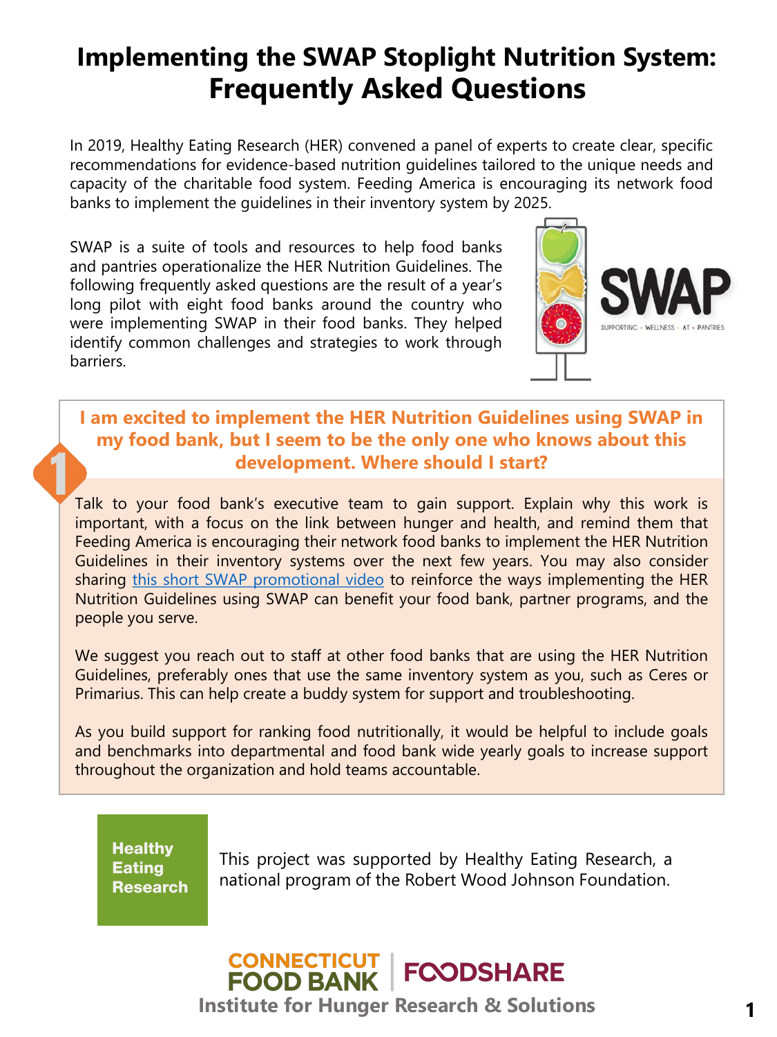# Implementing the SWAP Stoplight Nutrition System: Frequently Asked Questions

In 2019, Healthy Eating Research (HER) convened a panel of experts to create clear, specific recommendations for evidence-based nutrition guidelines tailored to the unique needs and capacity of the charitable food system. Feeding America is encouraging its network food banks to implement the guidelines in their inventory system by 2025.

SWAP is a suite of tools and resources to help food banks and pantries operationalize the HER Nutrition Guidelines. The following frequently asked questions are the result of a year's long pilot with eight food banks around the country who were implementing SWAP in their food banks. They helped identify common challenges and strategies to work through barriers.

SWAP

SUPPORTING • WELLNESS • AT • PANTRIES

## 1 I am excited to implement the HER Nutrition Guidelines using SWAP in my food bank, but I seem to be the only one who knows about this development. Where should I start?

Talk to your food bank's executive team to gain support. Explain why this work is important, with a focus on the link between hunger and health, and remind them that Feeding America is encouraging their network food banks to implement the HER Nutrition Guidelines in their inventory systems over the next few years. You may also consider sharing this short SWAP promotional video to reinforce the ways implementing the HER Nutrition Guidelines using SWAP can benefit your food bank, partner programs, and the people you serve.

We suggest you reach out to staff at other food banks that are using the HER Nutrition Guidelines, preferably ones that use the same inventory system as you, such as Ceres or Primarius. This can help create a buddy system for support and troubleshooting.

As you build support for ranking food nutritionally, it would be helpful to include goals and benchmarks into departmental and food bank wide yearly goals to increase support throughout the organization and hold teams accountable.

**Healthy Eating Research**

This project was supported by Healthy Eating Research, a national program of the Robert Wood Johnson Foundation.

CONNECTICUT FOOD BANK | FOODSHARE

Institute for Hunger Research & Solutions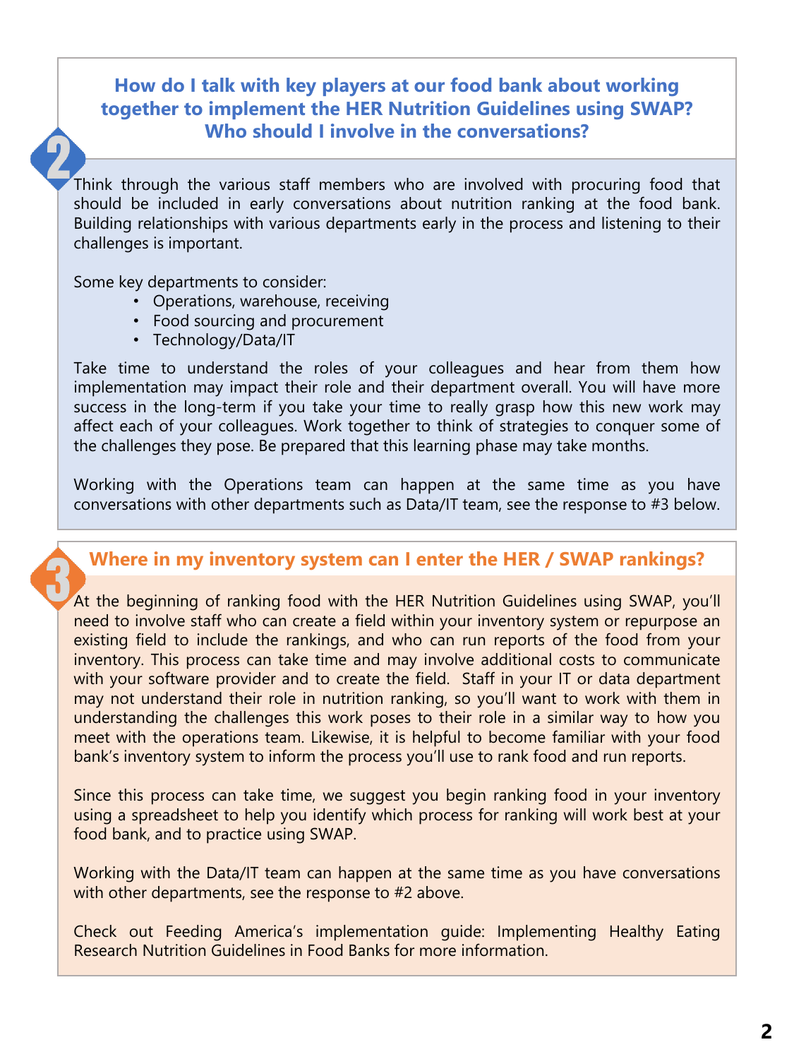## 2 How do I talk with key players at our food bank about working together to implement the HER Nutrition Guidelines using SWAP? Who should I involve in the conversations?

Think through the various staff members who are involved with procuring food that should be included in early conversations about nutrition ranking at the food bank. Building relationships with various departments early in the process and listening to their challenges is important.

Some key departments to consider:

- Operations, warehouse, receiving
- Food sourcing and procurement
- Technology/Data/IT

Take time to understand the roles of your colleagues and hear from them how implementation may impact their role and their department overall. You will have more success in the long-term if you take your time to really grasp how this new work may affect each of your colleagues. Work together to think of strategies to conquer some of the challenges they pose. Be prepared that this learning phase may take months.

Working with the Operations team can happen at the same time as you have conversations with other departments such as Data/IT team, see the response to #3 below.

## 3 Where in my inventory system can I enter the HER / SWAP rankings?

At the beginning of ranking food with the HER Nutrition Guidelines using SWAP, you'll need to involve staff who can create a field within your inventory system or repurpose an existing field to include the rankings, and who can run reports of the food from your inventory. This process can take time and may involve additional costs to communicate with your software provider and to create the field. Staff in your IT or data department may not understand their role in nutrition ranking, so you'll want to work with them in understanding the challenges this work poses to their role in a similar way to how you meet with the operations team. Likewise, it is helpful to become familiar with your food bank's inventory system to inform the process you'll use to rank food and run reports.

Since this process can take time, we suggest you begin ranking food in your inventory using a spreadsheet to help you identify which process for ranking will work best at your food bank, and to practice using SWAP.

Working with the Data/IT team can happen at the same time as you have conversations with other departments, see the response to #2 above.

Check out Feeding America's implementation guide: Implementing Healthy Eating Research Nutrition Guidelines in Food Banks for more information.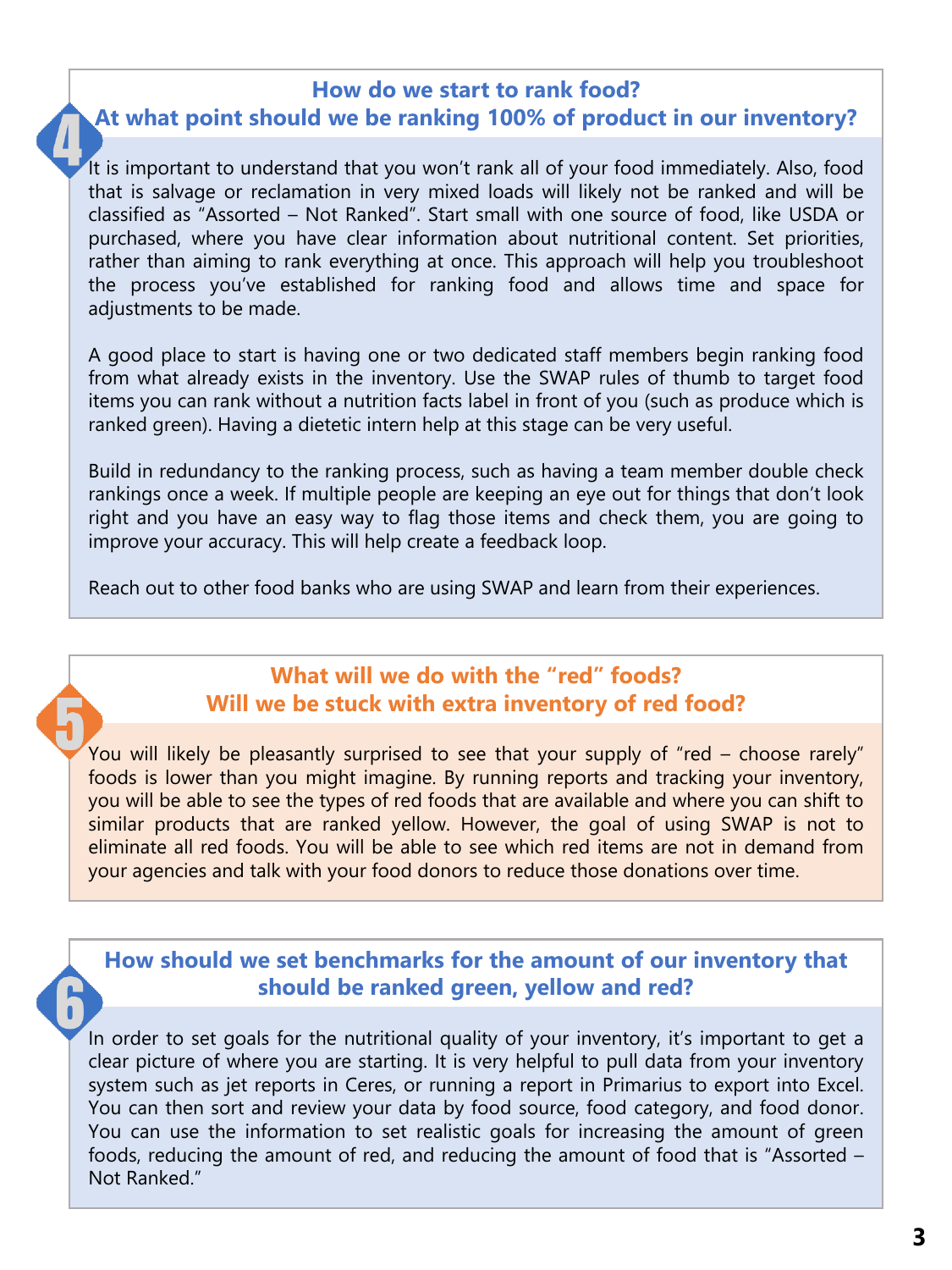## 4. How do we start to rank food? At what point should we be ranking 100% of product in our inventory?

It is important to understand that you won't rank all of your food immediately. Also, food that is salvage or reclamation in very mixed loads will likely not be ranked and will be classified as "Assorted – Not Ranked". Start small with one source of food, like USDA or purchased, where you have clear information about nutritional content. Set priorities, rather than aiming to rank everything at once. This approach will help you troubleshoot the process you've established for ranking food and allows time and space for adjustments to be made.

A good place to start is having one or two dedicated staff members begin ranking food from what already exists in the inventory. Use the SWAP rules of thumb to target food items you can rank without a nutrition facts label in front of you (such as produce which is ranked green). Having a dietetic intern help at this stage can be very useful.

Build in redundancy to the ranking process, such as having a team member double check rankings once a week. If multiple people are keeping an eye out for things that don't look right and you have an easy way to flag those items and check them, you are going to improve your accuracy. This will help create a feedback loop.

Reach out to other food banks who are using SWAP and learn from their experiences.

## 5. What will we do with the "red" foods? Will we be stuck with extra inventory of red food?

You will likely be pleasantly surprised to see that your supply of "red – choose rarely" foods is lower than you might imagine. By running reports and tracking your inventory, you will be able to see the types of red foods that are available and where you can shift to similar products that are ranked yellow. However, the goal of using SWAP is not to eliminate all red foods. You will be able to see which red items are not in demand from your agencies and talk with your food donors to reduce those donations over time.

## 6. How should we set benchmarks for the amount of our inventory that should be ranked green, yellow and red?

In order to set goals for the nutritional quality of your inventory, it's important to get a clear picture of where you are starting. It is very helpful to pull data from your inventory system such as jet reports in Ceres, or running a report in Primarius to export into Excel. You can then sort and review your data by food source, food category, and food donor. You can use the information to set realistic goals for increasing the amount of green foods, reducing the amount of red, and reducing the amount of food that is "Assorted – Not Ranked."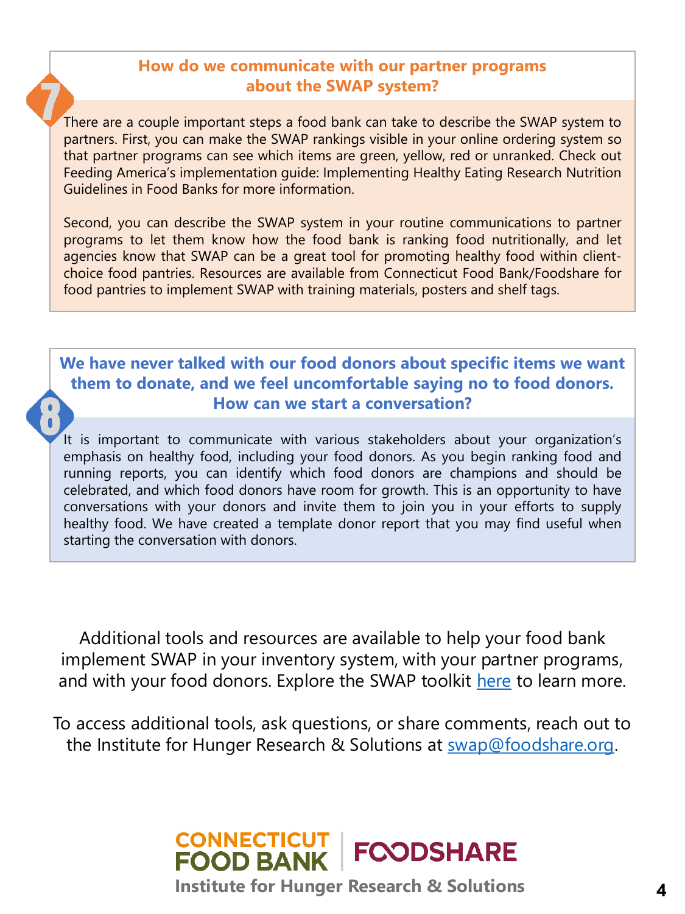## 7. How do we communicate with our partner programs about the SWAP system?

There are a couple important steps a food bank can take to describe the SWAP system to partners. First, you can make the SWAP rankings visible in your online ordering system so that partner programs can see which items are green, yellow, red or unranked. Check out Feeding America's implementation guide: Implementing Healthy Eating Research Nutrition Guidelines in Food Banks for more information.

Second, you can describe the SWAP system in your routine communications to partner programs to let them know how the food bank is ranking food nutritionally, and let agencies know that SWAP can be a great tool for promoting healthy food within client-choice food pantries. Resources are available from Connecticut Food Bank/Foodshare for food pantries to implement SWAP with training materials, posters and shelf tags.

## 8. We have never talked with our food donors about specific items we want them to donate, and we feel uncomfortable saying no to food donors. How can we start a conversation?

It is important to communicate with various stakeholders about your organization's emphasis on healthy food, including your food donors. As you begin ranking food and running reports, you can identify which food donors are champions and should be celebrated, and which food donors have room for growth. This is an opportunity to have conversations with your donors and invite them to join you in your efforts to supply healthy food. We have created a template donor report that you may find useful when starting the conversation with donors.

Additional tools and resources are available to help your food bank implement SWAP in your inventory system, with your partner programs, and with your food donors. Explore the SWAP toolkit [here] to learn more.

To access additional tools, ask questions, or share comments, reach out to the Institute for Hunger Research & Solutions at swap@foodshare.org.

CONNECTICUT FOOD BANK | FOODSHARE

Institute for Hunger Research & Solutions